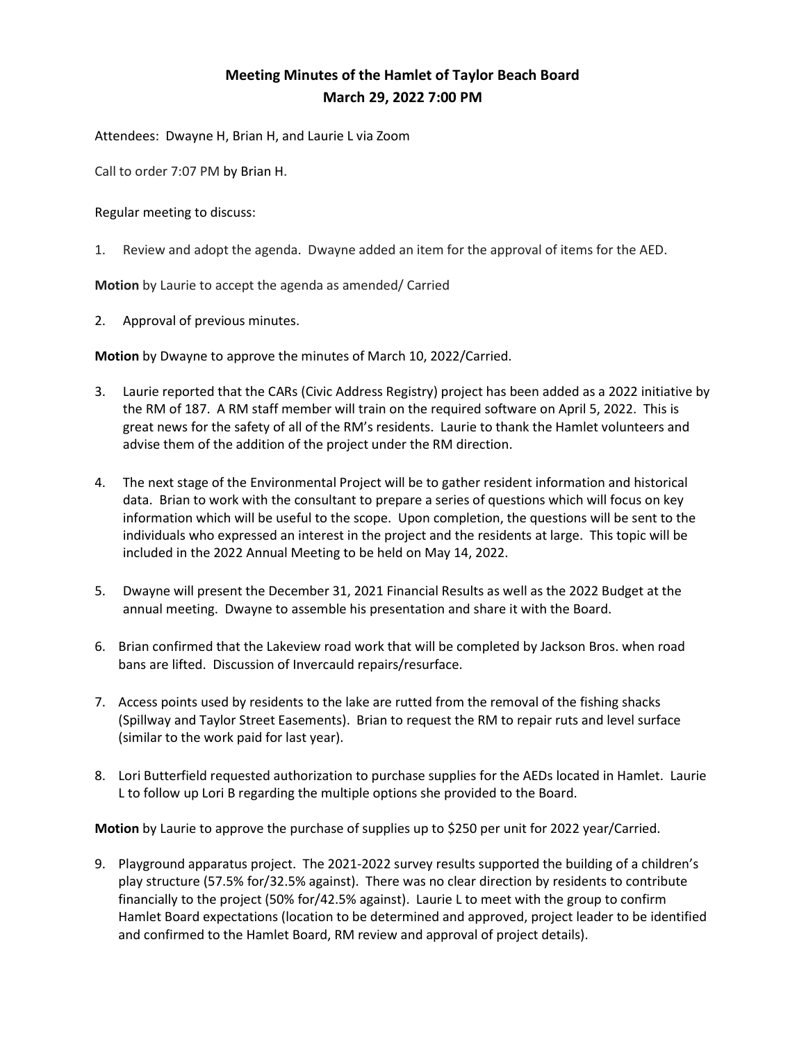**Meeting Minutes of the Hamlet of Taylor Beach Board**
**March 29, 2022 7:00 PM**

Attendees: Dwayne H, Brian H, and Laurie L via Zoom

Call to order 7:07 PM by Brian H.

Regular meeting to discuss:

1. Review and adopt the agenda. Dwayne added an item for the approval of items for the AED.

**Motion** by Laurie to accept the agenda as amended/ Carried

2. Approval of previous minutes.

**Motion** by Dwayne to approve the minutes of March 10, 2022/Carried.

3. Laurie reported that the CARs (Civic Address Registry) project has been added as a 2022 initiative by the RM of 187. A RM staff member will train on the required software on April 5, 2022. This is great news for the safety of all of the RM's residents. Laurie to thank the Hamlet volunteers and advise them of the addition of the project under the RM direction.

4. The next stage of the Environmental Project will be to gather resident information and historical data. Brian to work with the consultant to prepare a series of questions which will focus on key information which will be useful to the scope. Upon completion, the questions will be sent to the individuals who expressed an interest in the project and the residents at large. This topic will be included in the 2022 Annual Meeting to be held on May 14, 2022.

5. Dwayne will present the December 31, 2021 Financial Results as well as the 2022 Budget at the annual meeting. Dwayne to assemble his presentation and share it with the Board.

6. Brian confirmed that the Lakeview road work that will be completed by Jackson Bros. when road bans are lifted. Discussion of Invercauld repairs/resurface.

7. Access points used by residents to the lake are rutted from the removal of the fishing shacks (Spillway and Taylor Street Easements). Brian to request the RM to repair ruts and level surface (similar to the work paid for last year).

8. Lori Butterfield requested authorization to purchase supplies for the AEDs located in Hamlet. Laurie L to follow up Lori B regarding the multiple options she provided to the Board.

**Motion** by Laurie to approve the purchase of supplies up to $250 per unit for 2022 year/Carried.

9. Playground apparatus project. The 2021-2022 survey results supported the building of a children's play structure (57.5% for/32.5% against). There was no clear direction by residents to contribute financially to the project (50% for/42.5% against). Laurie L to meet with the group to confirm Hamlet Board expectations (location to be determined and approved, project leader to be identified and confirmed to the Hamlet Board, RM review and approval of project details).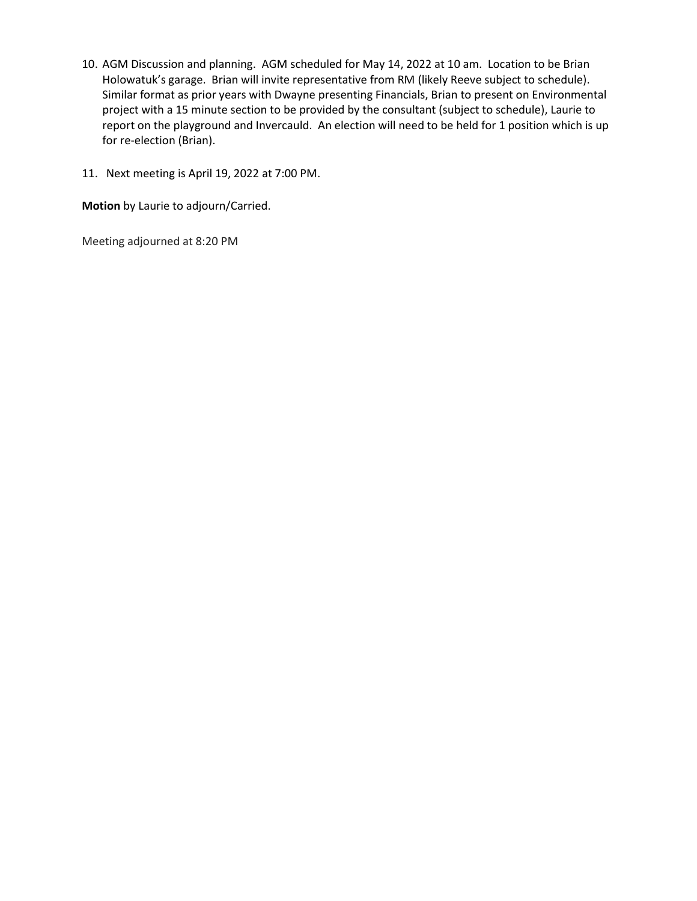10. AGM Discussion and planning. AGM scheduled for May 14, 2022 at 10 am. Location to be Brian Holowatuk's garage. Brian will invite representative from RM (likely Reeve subject to schedule). Similar format as prior years with Dwayne presenting Financials, Brian to present on Environmental project with a 15 minute section to be provided by the consultant (subject to schedule), Laurie to report on the playground and Invercauld. An election will need to be held for 1 position which is up for re-election (Brian).

11. Next meeting is April 19, 2022 at 7:00 PM.

**Motion** by Laurie to adjourn/Carried.

Meeting adjourned at 8:20 PM